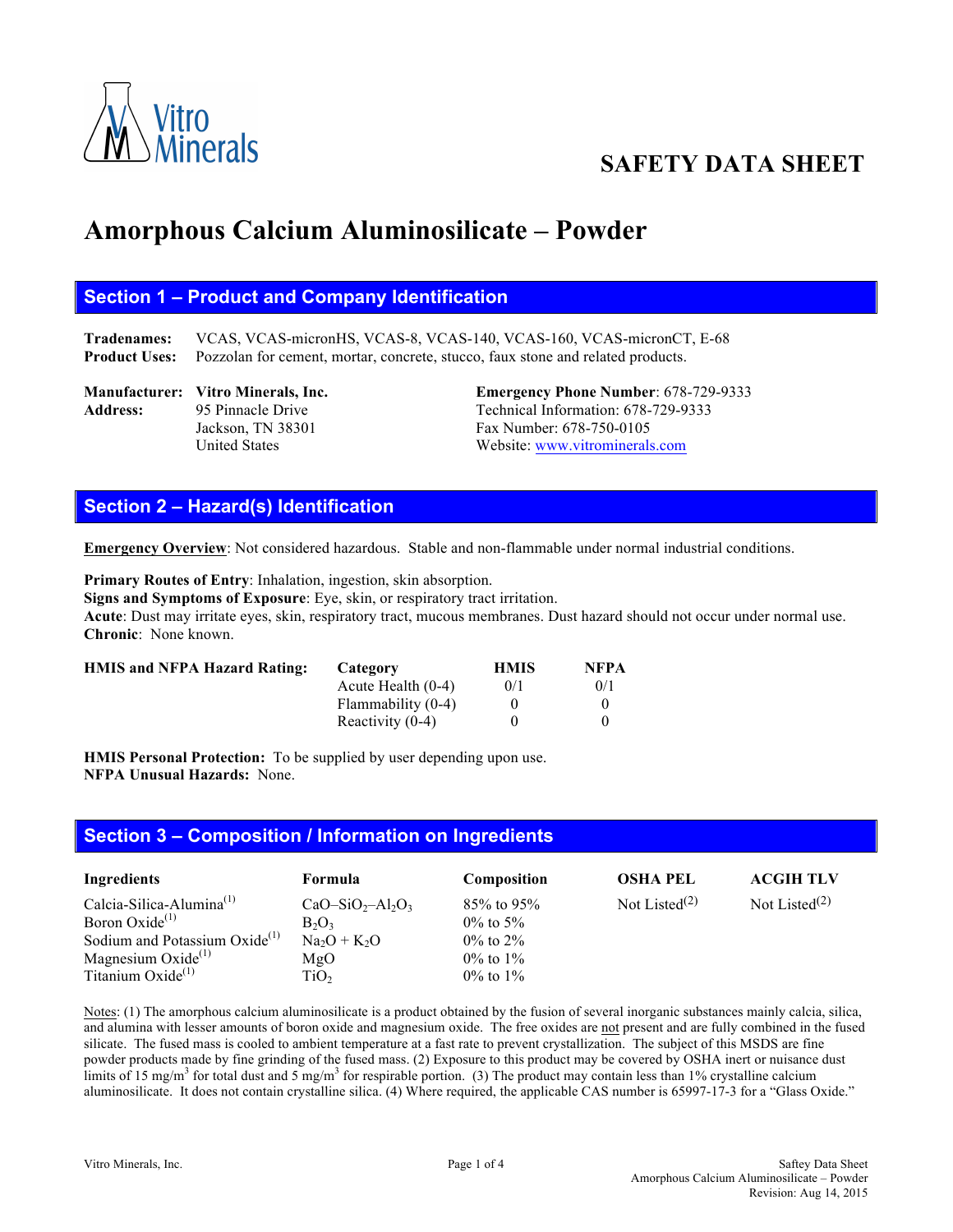# SAFETY DATA SHEET

# Amorphous Calcium Aluminosilicate – Powder

## Section 1 – Product and Company Identification

**Tradenames:** VCAS, VCAS-micronHS, VCAS-8, VCAS-140, VCAS-160, VCAS-micronCT, E-68
**Product Uses:** Pozzolan for cement, mortar, concrete, stucco, faux stone and related products.

**Manufacturer:** **Vitro Minerals, Inc.**
**Address:** 95 Pinnacle Drive
Jackson, TN 38301
United States

**Emergency Phone Number**: 678-729-9333
Technical Information: 678-729-9333
Fax Number: 678-750-0105
Website: www.vitrominerals.com

## Section 2 – Hazard(s) Identification

**Emergency Overview**: Not considered hazardous. Stable and non-flammable under normal industrial conditions.

**Primary Routes of Entry**: Inhalation, ingestion, skin absorption.
**Signs and Symptoms of Exposure**: Eye, skin, or respiratory tract irritation.
**Acute**: Dust may irritate eyes, skin, respiratory tract, mucous membranes. Dust hazard should not occur under normal use.
**Chronic**: None known.

**HMIS and NFPA Hazard Rating:**

| Category | HMIS | NFPA |
|---|---|---|
| Acute Health (0-4) | 0/1 | 0/1 |
| Flammability (0-4) | 0 | 0 |
| Reactivity (0-4) | 0 | 0 |

**HMIS Personal Protection:** To be supplied by user depending upon use.
**NFPA Unusual Hazards:** None.

## Section 3 – Composition / Information on Ingredients

| Ingredients | Formula | Composition | OSHA PEL | ACGIH TLV |
|---|---|---|---|---|
| Calcia-Silica-Alumina(1) | $CaO–SiO_2–Al_2O_3$ | 85% to 95% | Not Listed(2) | Not Listed(2) |
| Boron Oxide(1) | $B_2O_3$ | 0% to 5% | | |
| Sodium and Potassium Oxide(1) | $Na_2O + K_2O$ | 0% to 2% | | |
| Magnesium Oxide(1) | $MgO$ | 0% to 1% | | |
| Titanium Oxide(1) | $TiO_2$ | 0% to 1% | | |

Notes: (1) The amorphous calcium aluminosilicate is a product obtained by the fusion of several inorganic substances mainly calcia, silica, and alumina with lesser amounts of boron oxide and magnesium oxide. The free oxides are not present and are fully combined in the fused silicate. The fused mass is cooled to ambient temperature at a fast rate to prevent crystallization. The subject of this MSDS are fine powder products made by fine grinding of the fused mass. (2) Exposure to this product may be covered by OSHA inert or nuisance dust limits of 15 mg/m$^3$ for total dust and 5 mg/m$^3$ for respirable portion. (3) The product may contain less than 1% crystalline calcium aluminosilicate. It does not contain crystalline silica. (4) Where required, the applicable CAS number is 65997-17-3 for a "Glass Oxide."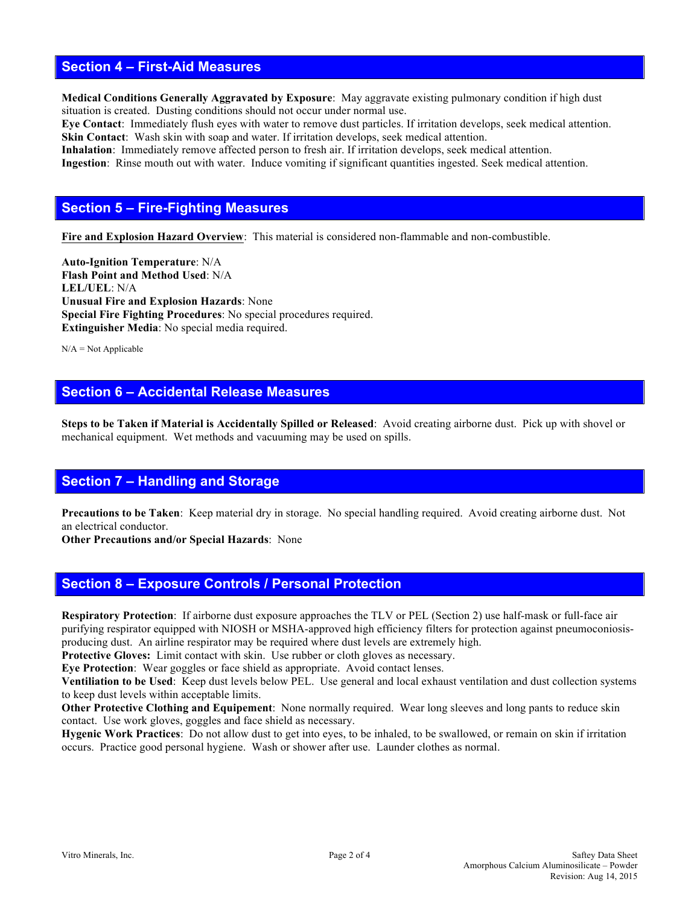## Section 4 – First-Aid Measures

**Medical Conditions Generally Aggravated by Exposure**: May aggravate existing pulmonary condition if high dust situation is created. Dusting conditions should not occur under normal use.
**Eye Contact**: Immediately flush eyes with water to remove dust particles. If irritation develops, seek medical attention.
**Skin Contact**: Wash skin with soap and water. If irritation develops, seek medical attention.
**Inhalation**: Immediately remove affected person to fresh air. If irritation develops, seek medical attention.
**Ingestion**: Rinse mouth out with water. Induce vomiting if significant quantities ingested. Seek medical attention.

## Section 5 – Fire-Fighting Measures

**Fire and Explosion Hazard Overview**: This material is considered non-flammable and non-combustible.

**Auto-Ignition Temperature**: N/A
**Flash Point and Method Used**: N/A
**LEL/UEL**: N/A
**Unusual Fire and Explosion Hazards**: None
**Special Fire Fighting Procedures**: No special procedures required.
**Extinguisher Media**: No special media required.

N/A = Not Applicable

## Section 6 – Accidental Release Measures

**Steps to be Taken if Material is Accidentally Spilled or Released**: Avoid creating airborne dust. Pick up with shovel or mechanical equipment. Wet methods and vacuuming may be used on spills.

## Section 7 – Handling and Storage

**Precautions to be Taken**: Keep material dry in storage. No special handling required. Avoid creating airborne dust. Not an electrical conductor.
**Other Precautions and/or Special Hazards**: None

## Section 8 – Exposure Controls / Personal Protection

**Respiratory Protection**: If airborne dust exposure approaches the TLV or PEL (Section 2) use half-mask or full-face air purifying respirator equipped with NIOSH or MSHA-approved high efficiency filters for protection against pneumoconiosis-producing dust. An airline respirator may be required where dust levels are extremely high.
**Protective Gloves:** Limit contact with skin. Use rubber or cloth gloves as necessary.
**Eye Protection**: Wear goggles or face shield as appropriate. Avoid contact lenses.
**Ventiliation to be Used**: Keep dust levels below PEL. Use general and local exhaust ventilation and dust collection systems to keep dust levels within acceptable limits.
**Other Protective Clothing and Equipement**: None normally required. Wear long sleeves and long pants to reduce skin contact. Use work gloves, goggles and face shield as necessary.
**Hygenic Work Practices**: Do not allow dust to get into eyes, to be inhaled, to be swallowed, or remain on skin if irritation occurs. Practice good personal hygiene. Wash or shower after use. Launder clothes as normal.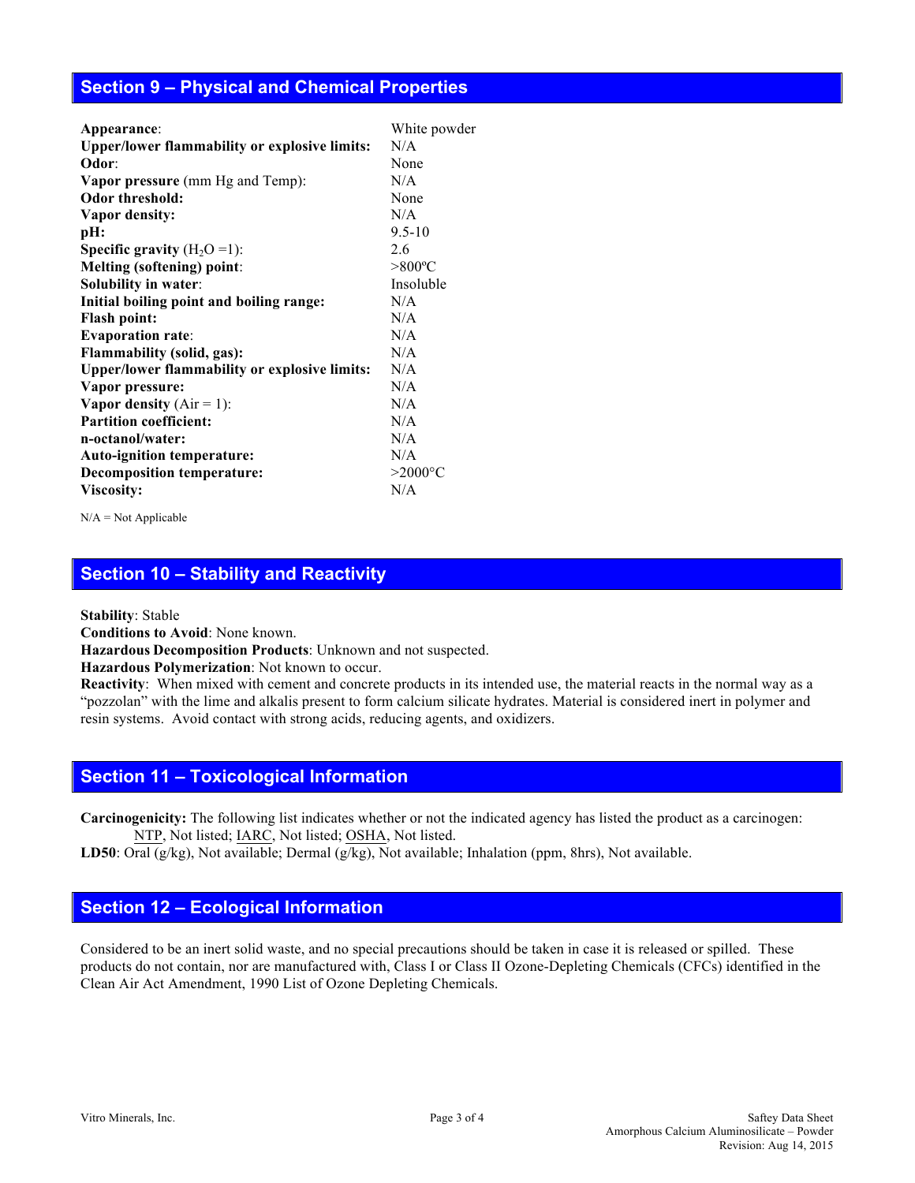## Section 9 – Physical and Chemical Properties

| | |
|---|---|
| **Appearance**: | White powder |
| **Upper/lower flammability or explosive limits:** | N/A |
| **Odor**: | None |
| **Vapor pressure** (mm Hg and Temp): | N/A |
| **Odor threshold:** | None |
| **Vapor density:** | N/A |
| **pH:** | 9.5-10 |
| **Specific gravity** ($H_2O$ =1): | 2.6 |
| **Melting (softening) point**: | >800ºC |
| **Solubility in water**: | Insoluble |
| **Initial boiling point and boiling range:** | N/A |
| **Flash point:** | N/A |
| **Evaporation rate**: | N/A |
| **Flammability (solid, gas):** | N/A |
| **Upper/lower flammability or explosive limits:** | N/A |
| **Vapor pressure:** | N/A |
| **Vapor density** (Air = 1): | N/A |
| **Partition coefficient:** | N/A |
| **n-octanol/water:** | N/A |
| **Auto-ignition temperature:** | N/A |
| **Decomposition temperature:** | >2000°C |
| **Viscosity:** | N/A |

N/A = Not Applicable

## Section 10 – Stability and Reactivity

**Stability**: Stable

**Conditions to Avoid**: None known.

**Hazardous Decomposition Products**: Unknown and not suspected.

**Hazardous Polymerization**: Not known to occur.

**Reactivity**: When mixed with cement and concrete products in its intended use, the material reacts in the normal way as a "pozzolan" with the lime and alkalis present to form calcium silicate hydrates. Material is considered inert in polymer and resin systems. Avoid contact with strong acids, reducing agents, and oxidizers.

## Section 11 – Toxicological Information

**Carcinogenicity:** The following list indicates whether or not the indicated agency has listed the product as a carcinogen: NTP, Not listed; IARC, Not listed; OSHA, Not listed.

**LD50**: Oral (g/kg), Not available; Dermal (g/kg), Not available; Inhalation (ppm, 8hrs), Not available.

## Section 12 – Ecological Information

Considered to be an inert solid waste, and no special precautions should be taken in case it is released or spilled. These products do not contain, nor are manufactured with, Class I or Class II Ozone-Depleting Chemicals (CFCs) identified in the Clean Air Act Amendment, 1990 List of Ozone Depleting Chemicals.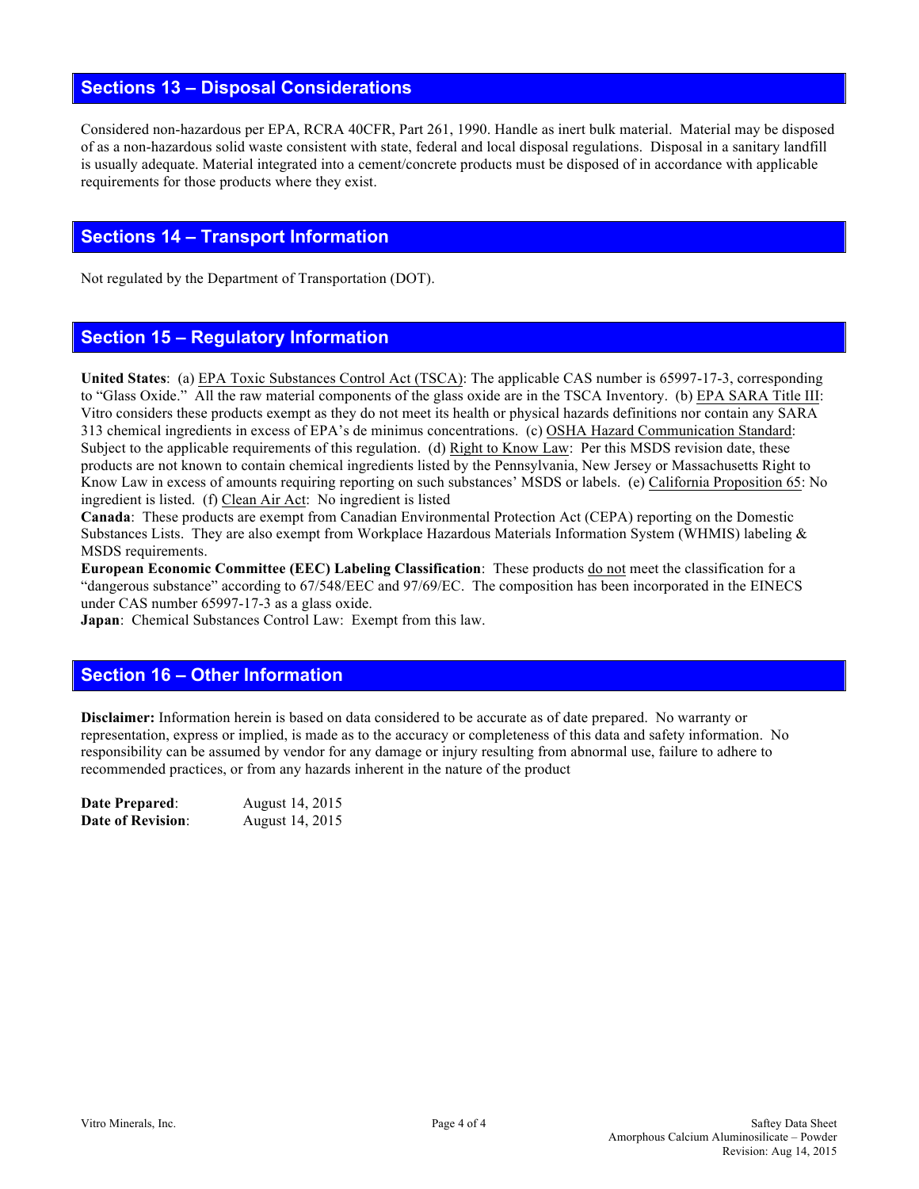## Sections 13 – Disposal Considerations

Considered non-hazardous per EPA, RCRA 40CFR, Part 261, 1990. Handle as inert bulk material. Material may be disposed of as a non-hazardous solid waste consistent with state, federal and local disposal regulations. Disposal in a sanitary landfill is usually adequate. Material integrated into a cement/concrete products must be disposed of in accordance with applicable requirements for those products where they exist.

## Sections 14 – Transport Information

Not regulated by the Department of Transportation (DOT).

## Section 15 – Regulatory Information

**United States**: (a) EPA Toxic Substances Control Act (TSCA): The applicable CAS number is 65997-17-3, corresponding to "Glass Oxide." All the raw material components of the glass oxide are in the TSCA Inventory. (b) EPA SARA Title III: Vitro considers these products exempt as they do not meet its health or physical hazards definitions nor contain any SARA 313 chemical ingredients in excess of EPA's de minimus concentrations. (c) OSHA Hazard Communication Standard: Subject to the applicable requirements of this regulation. (d) Right to Know Law: Per this MSDS revision date, these products are not known to contain chemical ingredients listed by the Pennsylvania, New Jersey or Massachusetts Right to Know Law in excess of amounts requiring reporting on such substances' MSDS or labels. (e) California Proposition 65: No ingredient is listed. (f) Clean Air Act: No ingredient is listed

**Canada**: These products are exempt from Canadian Environmental Protection Act (CEPA) reporting on the Domestic Substances Lists. They are also exempt from Workplace Hazardous Materials Information System (WHMIS) labeling & MSDS requirements.

**European Economic Committee (EEC) Labeling Classification**: These products do not meet the classification for a "dangerous substance" according to 67/548/EEC and 97/69/EC. The composition has been incorporated in the EINECS under CAS number 65997-17-3 as a glass oxide.

**Japan**: Chemical Substances Control Law: Exempt from this law.

## Section 16 – Other Information

**Disclaimer:** Information herein is based on data considered to be accurate as of date prepared. No warranty or representation, express or implied, is made as to the accuracy or completeness of this data and safety information. No responsibility can be assumed by vendor for any damage or injury resulting from abnormal use, failure to adhere to recommended practices, or from any hazards inherent in the nature of the product

**Date Prepared**: August 14, 2015
**Date of Revision**: August 14, 2015